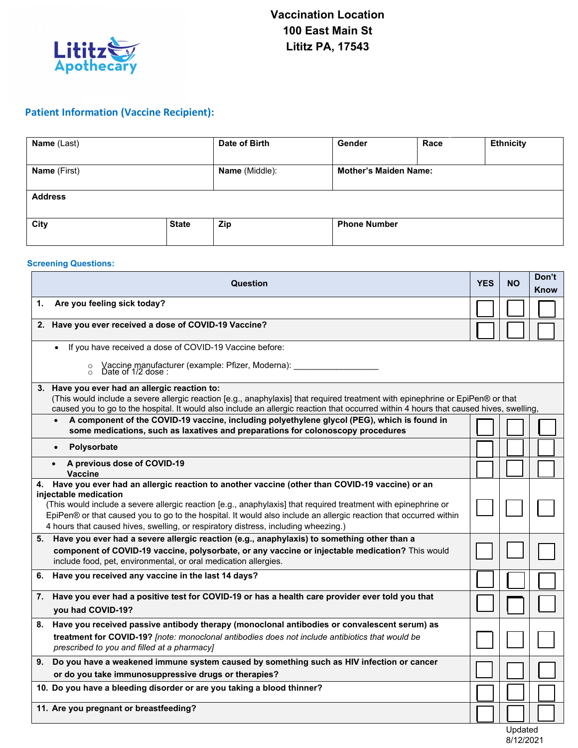Lititz Apothecary

**Vaccination Location**
**100 East Main St**
**Lititz PA, 17543**

## Patient Information (Vaccine Recipient):

| **Name** (Last) | **Date of Birth** | **Gender** | **Race** | **Ethnicity** |
|---|---|---|---|---|
| **Name** (First) | **Name** (Middle): | **Mother's Maiden Name:** | | |
| **Address** | | | | |
| **City** / **State** | **Zip** | **Phone Number** | | |

### Screening Questions:

| Question | YES | NO | Don't Know |
|---|---|---|---|
| **1. Are you feeling sick today?** | ☐ | ☐ | ☐ |
| **2. Have you ever received a dose of COVID-19 Vaccine?** | ☐ | ☐ | ☐ |
| • If you have received a dose of COVID-19 Vaccine before:<br>○ Vaccine manufacturer (example: Pfizer, Moderna): ___________________<br>○ Date of 1/2 dose : | | | |
| **3. Have you ever had an allergic reaction to:**<br>(This would include a severe allergic reaction [e.g., anaphylaxis] that required treatment with epinephrine or EpiPen® or that caused you to go to the hospital. It would also include an allergic reaction that occurred within 4 hours that caused hives, swelling, | | | |
| • **A component of the COVID-19 vaccine, including polyethylene glycol (PEG), which is found in some medications, such as laxatives and preparations for colonoscopy procedures** | ☐ | ☐ | ☐ |
| • **Polysorbate** | ☐ | ☐ | ☐ |
| • **A previous dose of COVID-19 Vaccine** | ☐ | ☐ | ☐ |
| **4. Have you ever had an allergic reaction to another vaccine (other than COVID-19 vaccine) or an injectable medication**<br>(This would include a severe allergic reaction [e.g., anaphylaxis] that required treatment with epinephrine or EpiPen® or that caused you to go to the hospital. It would also include an allergic reaction that occurred within 4 hours that caused hives, swelling, or respiratory distress, including wheezing.) | ☐ | ☐ | ☐ |
| **5. Have you ever had a severe allergic reaction (e.g., anaphylaxis) to something other than a component of COVID-19 vaccine, polysorbate, or any vaccine or injectable medication?** This would include food, pet, environmental, or oral medication allergies. | ☐ | ☐ | ☐ |
| **6. Have you received any vaccine in the last 14 days?** | ☐ | ☐ | ☐ |
| **7. Have you ever had a positive test for COVID-19 or has a health care provider ever told you that you had COVID-19?** | ☐ | ☐ | ☐ |
| **8. Have you received passive antibody therapy (monoclonal antibodies or convalescent serum) as treatment for COVID-19?** *[note: monoclonal antibodies does not include antibiotics that would be prescribed to you and filled at a pharmacy]* | ☐ | ☐ | ☐ |
| **9. Do you have a weakened immune system caused by something such as HIV infection or cancer or do you take immunosuppressive drugs or therapies?** | ☐ | ☐ | ☐ |
| **10. Do you have a bleeding disorder or are you taking a blood thinner?** | ☐ | ☐ | ☐ |
| **11. Are you pregnant or breastfeeding?** | ☐ | ☐ | ☐ |

Updated 8/12/2021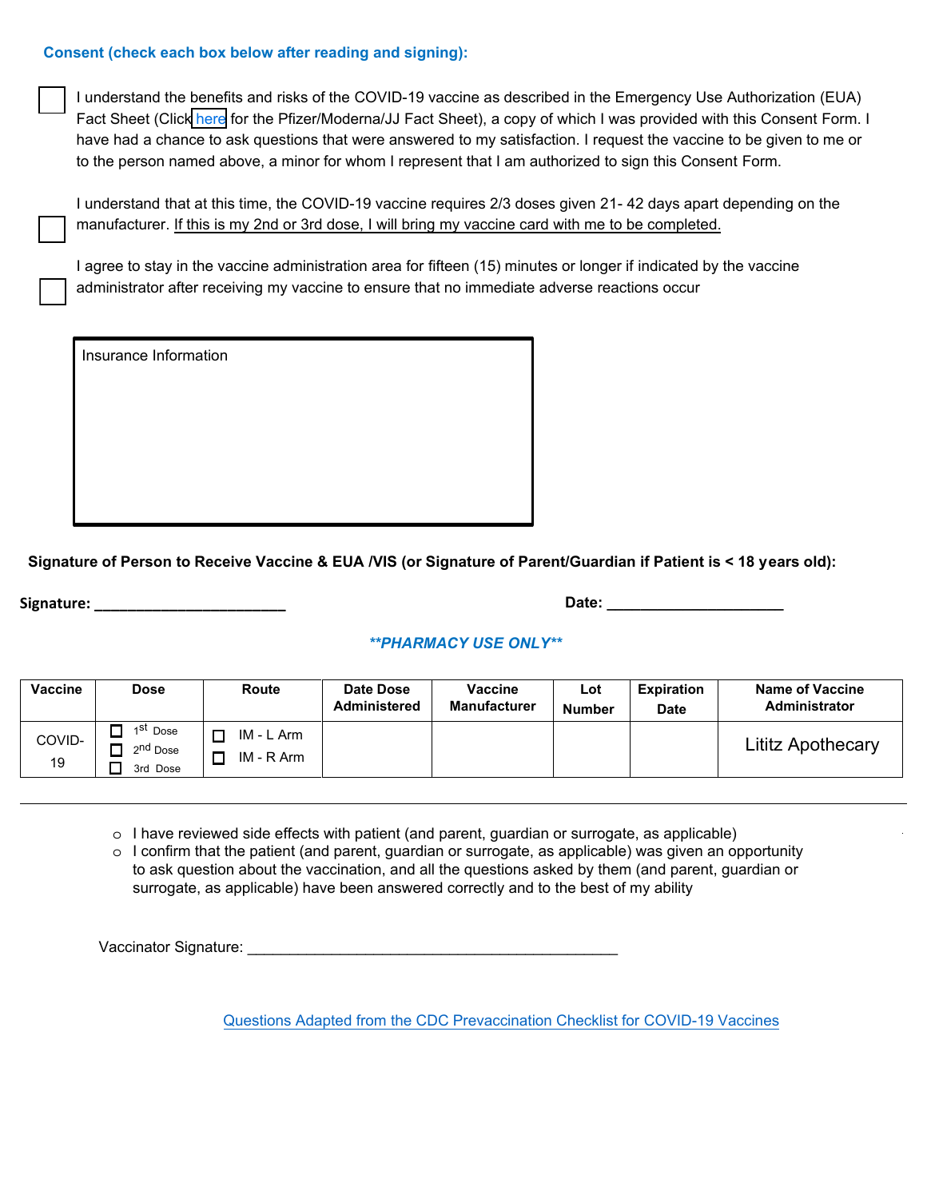**Consent (check each box below after reading and signing):**

☐ I understand the benefits and risks of the COVID-19 vaccine as described in the Emergency Use Authorization (EUA) Fact Sheet (Click here for the Pfizer/Moderna/JJ Fact Sheet), a copy of which I was provided with this Consent Form. I have had a chance to ask questions that were answered to my satisfaction. I request the vaccine to be given to me or to the person named above, a minor for whom I represent that I am authorized to sign this Consent Form.

☐ I understand that at this time, the COVID-19 vaccine requires 2/3 doses given 21- 42 days apart depending on the manufacturer. If this is my 2nd or 3rd dose, I will bring my vaccine card with me to be completed.

☐ I agree to stay in the vaccine administration area for fifteen (15) minutes or longer if indicated by the vaccine administrator after receiving my vaccine to ensure that no immediate adverse reactions occur

| Insurance Information |
|---|
| |

**Signature of Person to Receive Vaccine & EUA /VIS (or Signature of Parent/Guardian if Patient is < 18 years old):**

**Signature:** ________________________ **Date:** ______________________

***\*\*PHARMACY USE ONLY\*\****

| Vaccine | Dose | Route | Date Dose Administered | Vaccine Manufacturer | Lot Number | Expiration Date | Name of Vaccine Administrator |
|---|---|---|---|---|---|---|---|
| COVID-19 | ☐ 1st Dose<br>☐ 2nd Dose<br>☐ 3rd Dose | ☐ IM - L Arm<br>☐ IM - R Arm | | | | | Lititz Apothecary |

- I have reviewed side effects with patient (and parent, guardian or surrogate, as applicable)
- I confirm that the patient (and parent, guardian or surrogate, as applicable) was given an opportunity to ask question about the vaccination, and all the questions asked by them (and parent, guardian or surrogate, as applicable) have been answered correctly and to the best of my ability

Vaccinator Signature: ______________________________________________

Questions Adapted from the CDC Prevaccination Checklist for COVID-19 Vaccines